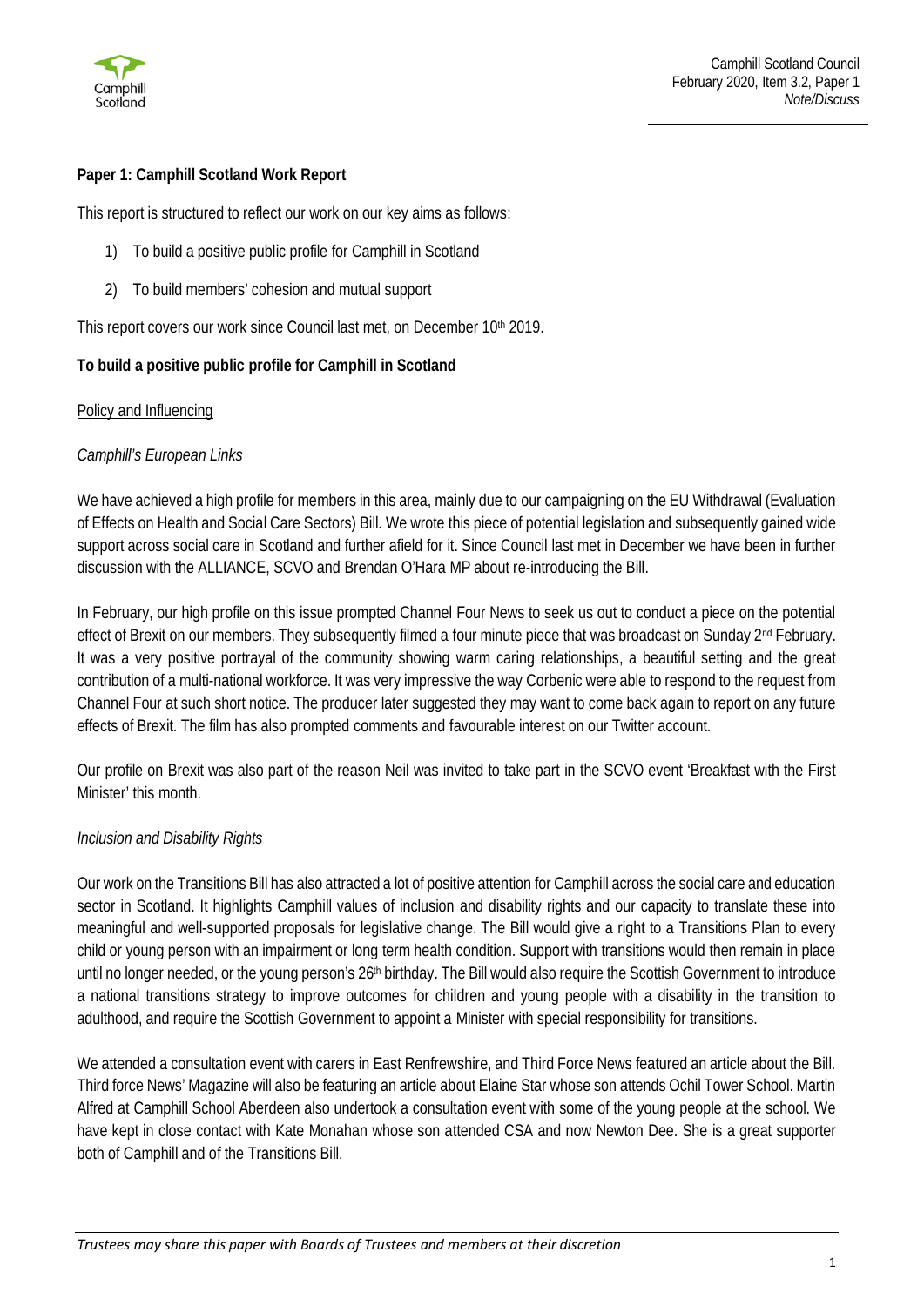Camphill Scotland Council
February 2020, Item 3.2, Paper 1
*Note/Discuss*

**Paper 1: Camphill Scotland Work Report**

This report is structured to reflect our work on our key aims as follows:

1) To build a positive public profile for Camphill in Scotland
2) To build members' cohesion and mutual support

This report covers our work since Council last met, on December 10th 2019.

**To build a positive public profile for Camphill in Scotland**

Policy and Influencing

*Camphill's European Links*

We have achieved a high profile for members in this area, mainly due to our campaigning on the EU Withdrawal (Evaluation of Effects on Health and Social Care Sectors) Bill. We wrote this piece of potential legislation and subsequently gained wide support across social care in Scotland and further afield for it. Since Council last met in December we have been in further discussion with the ALLIANCE, SCVO and Brendan O'Hara MP about re-introducing the Bill.

In February, our high profile on this issue prompted Channel Four News to seek us out to conduct a piece on the potential effect of Brexit on our members. They subsequently filmed a four minute piece that was broadcast on Sunday 2nd February. It was a very positive portrayal of the community showing warm caring relationships, a beautiful setting and the great contribution of a multi-national workforce. It was very impressive the way Corbenic were able to respond to the request from Channel Four at such short notice. The producer later suggested they may want to come back again to report on any future effects of Brexit. The film has also prompted comments and favourable interest on our Twitter account.

Our profile on Brexit was also part of the reason Neil was invited to take part in the SCVO event 'Breakfast with the First Minister' this month.

*Inclusion and Disability Rights*

Our work on the Transitions Bill has also attracted a lot of positive attention for Camphill across the social care and education sector in Scotland. It highlights Camphill values of inclusion and disability rights and our capacity to translate these into meaningful and well-supported proposals for legislative change. The Bill would give a right to a Transitions Plan to every child or young person with an impairment or long term health condition. Support with transitions would then remain in place until no longer needed, or the young person's 26th birthday. The Bill would also require the Scottish Government to introduce a national transitions strategy to improve outcomes for children and young people with a disability in the transition to adulthood, and require the Scottish Government to appoint a Minister with special responsibility for transitions.

We attended a consultation event with carers in East Renfrewshire, and Third Force News featured an article about the Bill. Third force News' Magazine will also be featuring an article about Elaine Star whose son attends Ochil Tower School. Martin Alfred at Camphill School Aberdeen also undertook a consultation event with some of the young people at the school. We have kept in close contact with Kate Monahan whose son attended CSA and now Newton Dee. She is a great supporter both of Camphill and of the Transitions Bill.

*Trustees may share this paper with Boards of Trustees and members at their discretion*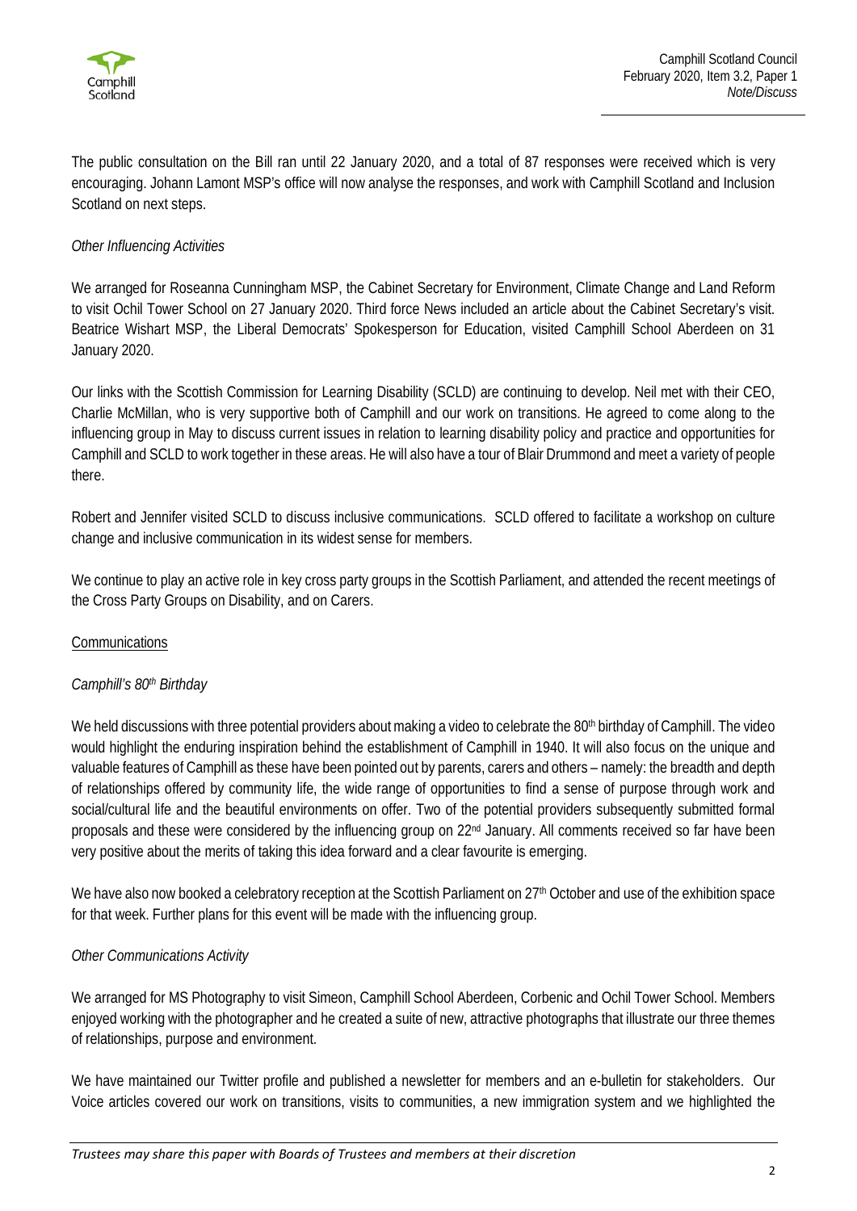The public consultation on the Bill ran until 22 January 2020, and a total of 87 responses were received which is very encouraging. Johann Lamont MSP's office will now analyse the responses, and work with Camphill Scotland and Inclusion Scotland on next steps.

*Other Influencing Activities*

We arranged for Roseanna Cunningham MSP, the Cabinet Secretary for Environment, Climate Change and Land Reform to visit Ochil Tower School on 27 January 2020. Third force News included an article about the Cabinet Secretary's visit. Beatrice Wishart MSP, the Liberal Democrats' Spokesperson for Education, visited Camphill School Aberdeen on 31 January 2020.

Our links with the Scottish Commission for Learning Disability (SCLD) are continuing to develop. Neil met with their CEO, Charlie McMillan, who is very supportive both of Camphill and our work on transitions. He agreed to come along to the influencing group in May to discuss current issues in relation to learning disability policy and practice and opportunities for Camphill and SCLD to work together in these areas. He will also have a tour of Blair Drummond and meet a variety of people there.

Robert and Jennifer visited SCLD to discuss inclusive communications. SCLD offered to facilitate a workshop on culture change and inclusive communication in its widest sense for members.

We continue to play an active role in key cross party groups in the Scottish Parliament, and attended the recent meetings of the Cross Party Groups on Disability, and on Carers.

Communications

*Camphill's 80th Birthday*

We held discussions with three potential providers about making a video to celebrate the 80th birthday of Camphill. The video would highlight the enduring inspiration behind the establishment of Camphill in 1940. It will also focus on the unique and valuable features of Camphill as these have been pointed out by parents, carers and others – namely: the breadth and depth of relationships offered by community life, the wide range of opportunities to find a sense of purpose through work and social/cultural life and the beautiful environments on offer. Two of the potential providers subsequently submitted formal proposals and these were considered by the influencing group on 22nd January. All comments received so far have been very positive about the merits of taking this idea forward and a clear favourite is emerging.

We have also now booked a celebratory reception at the Scottish Parliament on 27th October and use of the exhibition space for that week. Further plans for this event will be made with the influencing group.

*Other Communications Activity*

We arranged for MS Photography to visit Simeon, Camphill School Aberdeen, Corbenic and Ochil Tower School. Members enjoyed working with the photographer and he created a suite of new, attractive photographs that illustrate our three themes of relationships, purpose and environment.

We have maintained our Twitter profile and published a newsletter for members and an e-bulletin for stakeholders. Our Voice articles covered our work on transitions, visits to communities, a new immigration system and we highlighted the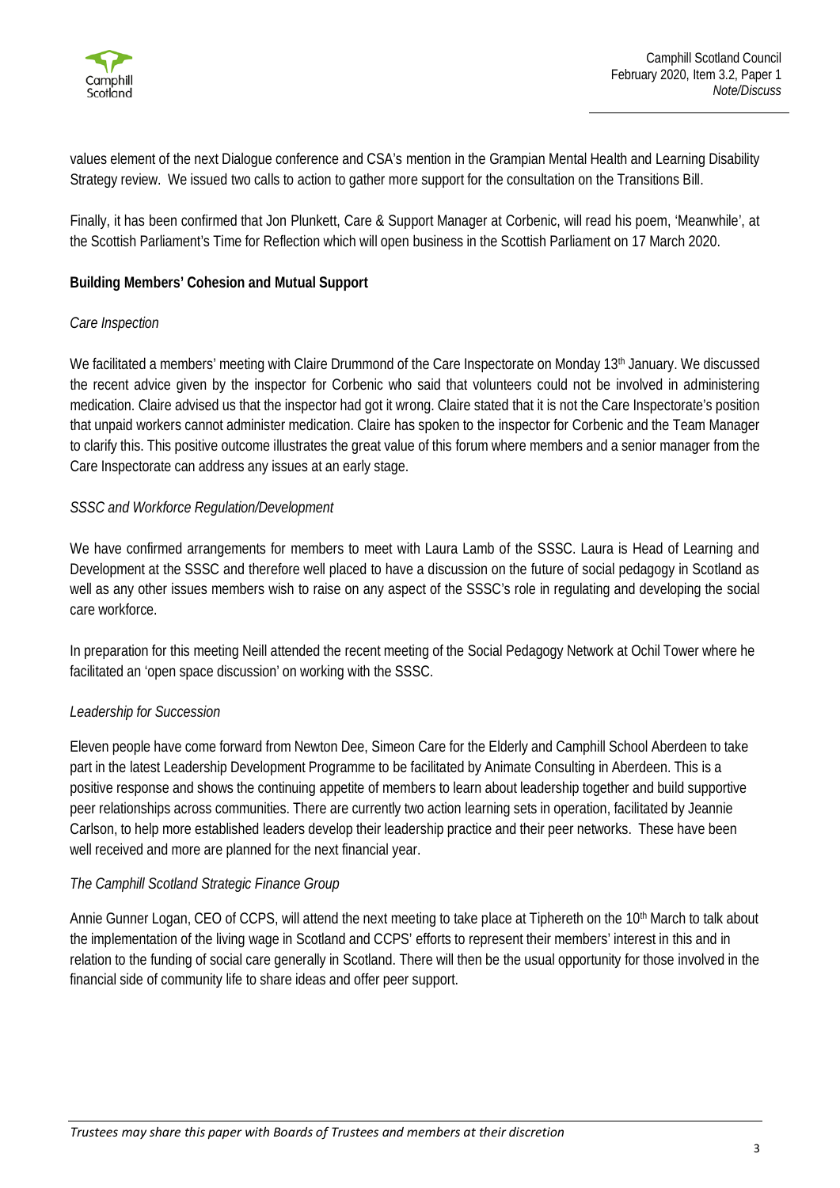values element of the next Dialogue conference and CSA's mention in the Grampian Mental Health and Learning Disability Strategy review. We issued two calls to action to gather more support for the consultation on the Transitions Bill.

Finally, it has been confirmed that Jon Plunkett, Care & Support Manager at Corbenic, will read his poem, 'Meanwhile', at the Scottish Parliament's Time for Reflection which will open business in the Scottish Parliament on 17 March 2020.

**Building Members' Cohesion and Mutual Support**

*Care Inspection*

We facilitated a members' meeting with Claire Drummond of the Care Inspectorate on Monday 13th January. We discussed the recent advice given by the inspector for Corbenic who said that volunteers could not be involved in administering medication. Claire advised us that the inspector had got it wrong. Claire stated that it is not the Care Inspectorate's position that unpaid workers cannot administer medication. Claire has spoken to the inspector for Corbenic and the Team Manager to clarify this. This positive outcome illustrates the great value of this forum where members and a senior manager from the Care Inspectorate can address any issues at an early stage.

*SSSC and Workforce Regulation/Development*

We have confirmed arrangements for members to meet with Laura Lamb of the SSSC. Laura is Head of Learning and Development at the SSSC and therefore well placed to have a discussion on the future of social pedagogy in Scotland as well as any other issues members wish to raise on any aspect of the SSSC's role in regulating and developing the social care workforce.

In preparation for this meeting Neill attended the recent meeting of the Social Pedagogy Network at Ochil Tower where he facilitated an 'open space discussion' on working with the SSSC.

*Leadership for Succession*

Eleven people have come forward from Newton Dee, Simeon Care for the Elderly and Camphill School Aberdeen to take part in the latest Leadership Development Programme to be facilitated by Animate Consulting in Aberdeen. This is a positive response and shows the continuing appetite of members to learn about leadership together and build supportive peer relationships across communities. There are currently two action learning sets in operation, facilitated by Jeannie Carlson, to help more established leaders develop their leadership practice and their peer networks. These have been well received and more are planned for the next financial year.

*The Camphill Scotland Strategic Finance Group*

Annie Gunner Logan, CEO of CCPS, will attend the next meeting to take place at Tiphereth on the 10th March to talk about the implementation of the living wage in Scotland and CCPS' efforts to represent their members' interest in this and in relation to the funding of social care generally in Scotland. There will then be the usual opportunity for those involved in the financial side of community life to share ideas and offer peer support.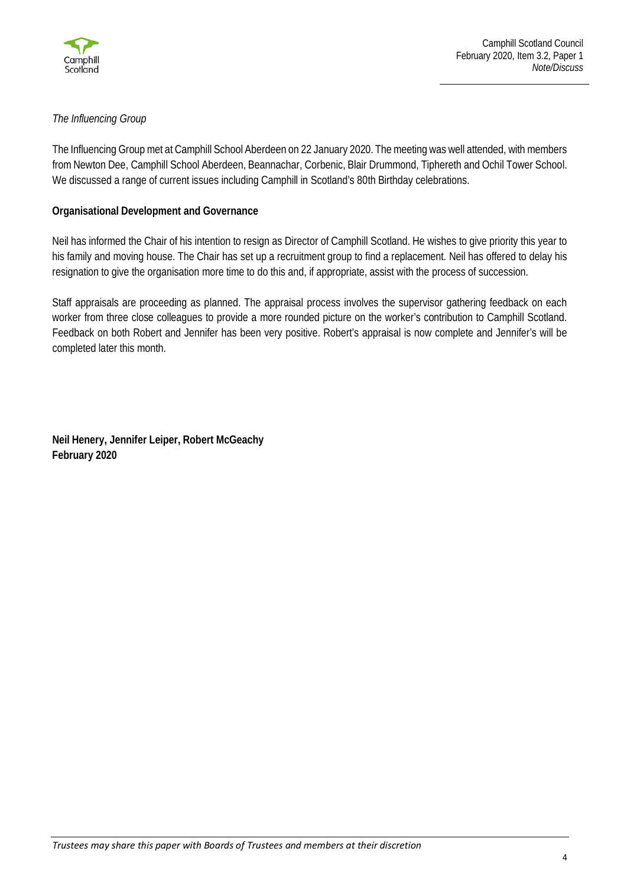*The Influencing Group*

The Influencing Group met at Camphill School Aberdeen on 22 January 2020. The meeting was well attended, with members from Newton Dee, Camphill School Aberdeen, Beannachar, Corbenic, Blair Drummond, Tiphereth and Ochil Tower School. We discussed a range of current issues including Camphill in Scotland's 80th Birthday celebrations.

**Organisational Development and Governance**

Neil has informed the Chair of his intention to resign as Director of Camphill Scotland. He wishes to give priority this year to his family and moving house. The Chair has set up a recruitment group to find a replacement. Neil has offered to delay his resignation to give the organisation more time to do this and, if appropriate, assist with the process of succession.

Staff appraisals are proceeding as planned. The appraisal process involves the supervisor gathering feedback on each worker from three close colleagues to provide a more rounded picture on the worker's contribution to Camphill Scotland. Feedback on both Robert and Jennifer has been very positive. Robert's appraisal is now complete and Jennifer's will be completed later this month.

**Neil Henery, Jennifer Leiper, Robert McGeachy**
**February 2020**